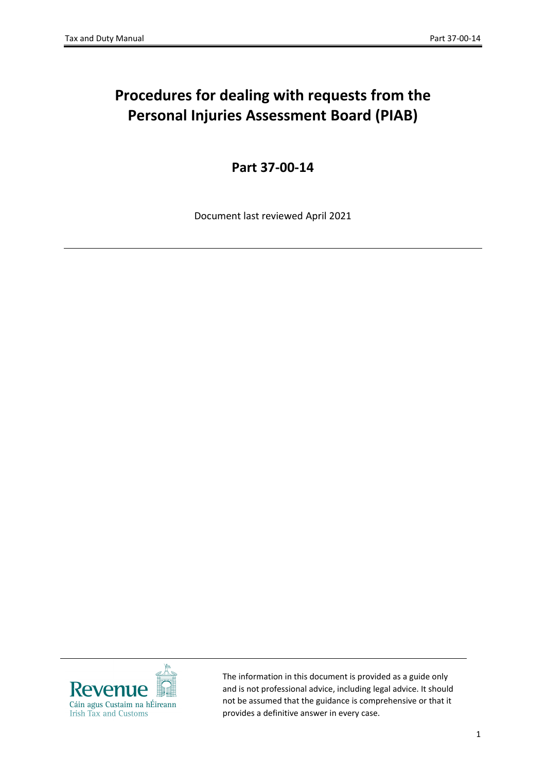# Procedures for dealing with requests from the Personal Injuries Assessment Board (PIAB)

## Part 37-00-14

Document last reviewed April 2021

---

The information in this document is provided as a guide only and is not professional advice, including legal advice. It should not be assumed that the guidance is comprehensive or that it provides a definitive answer in every case.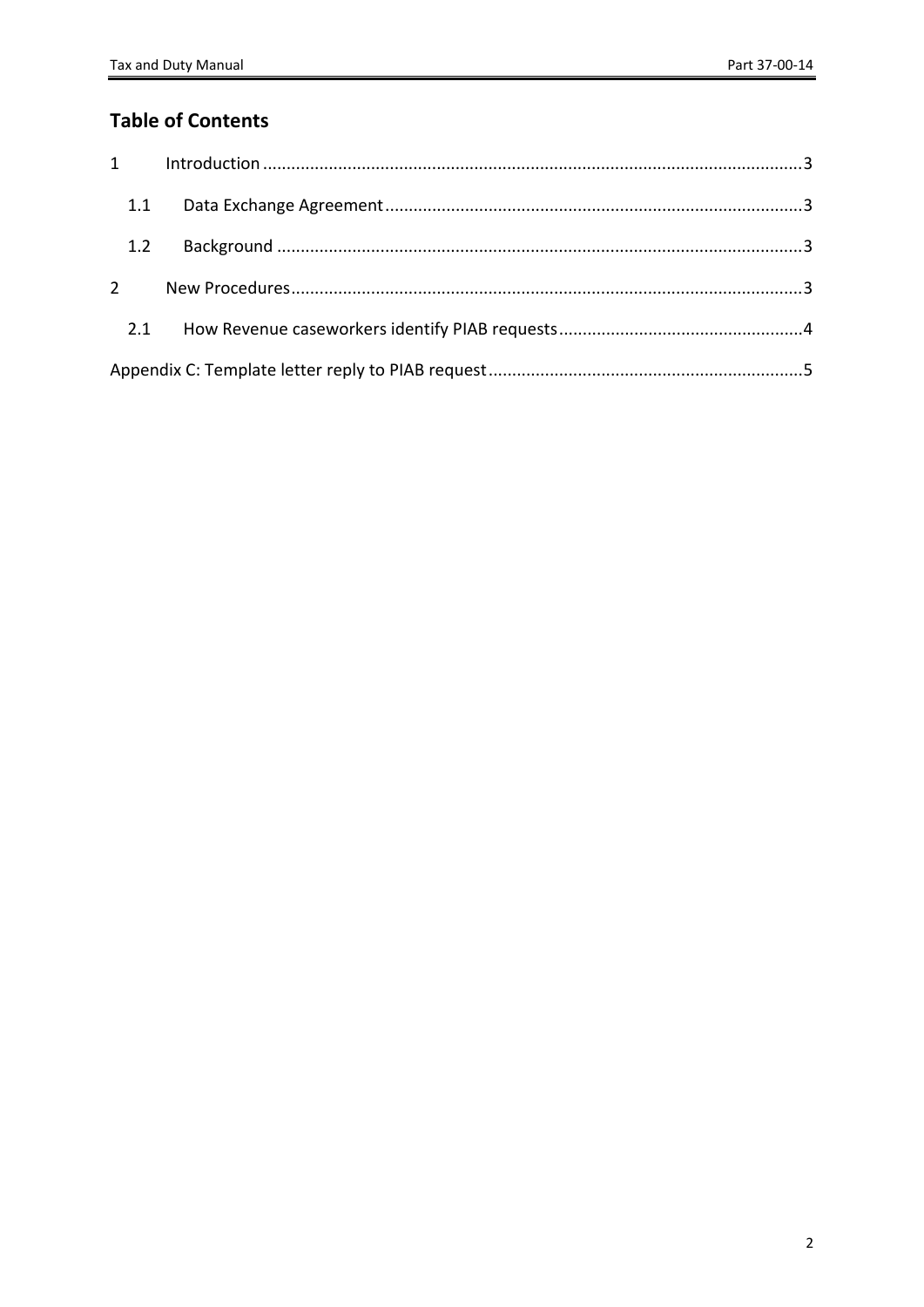## Table of Contents

1 Introduction ... 3

&nbsp;&nbsp;&nbsp;&nbsp;1.1 Data Exchange Agreement ... 3

&nbsp;&nbsp;&nbsp;&nbsp;1.2 Background ... 3

2 New Procedures ... 3

&nbsp;&nbsp;&nbsp;&nbsp;2.1 How Revenue caseworkers identify PIAB requests ... 4

Appendix C: Template letter reply to PIAB request ... 5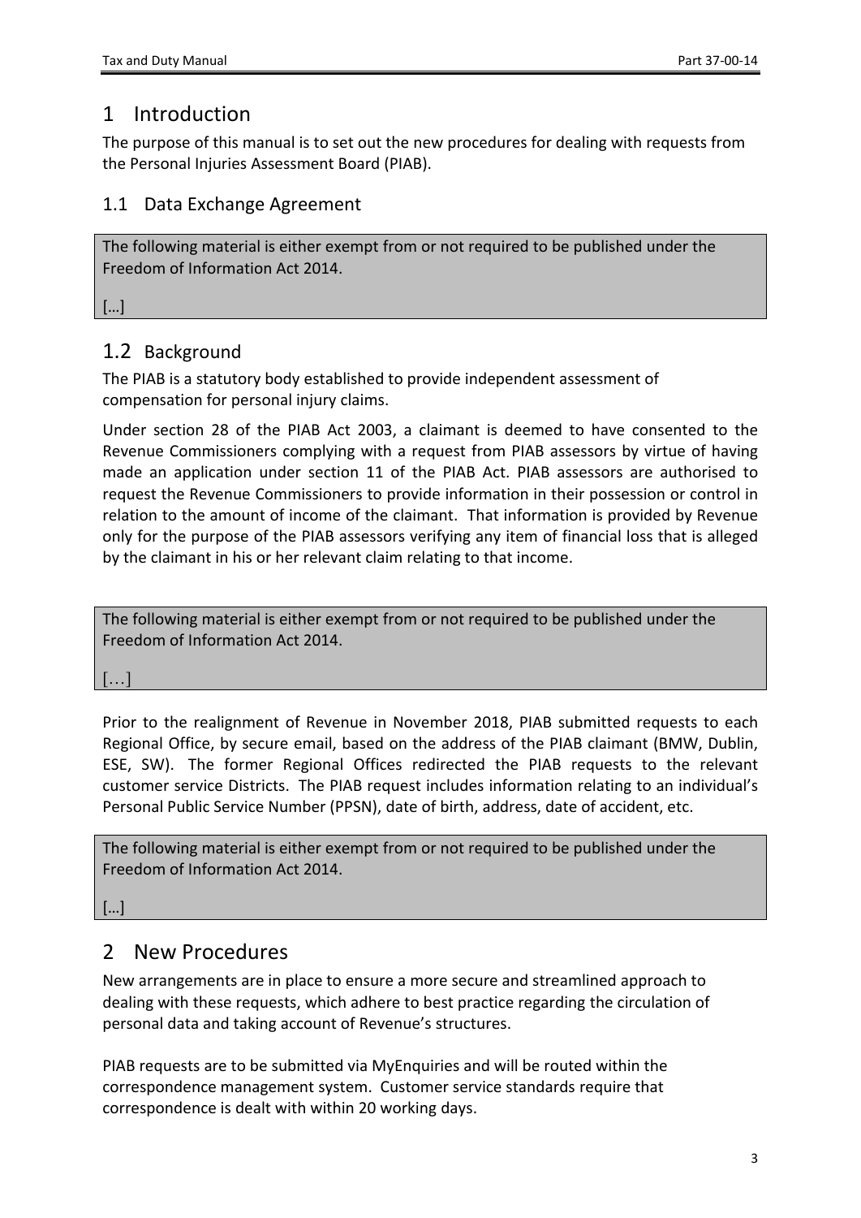# 1 Introduction

The purpose of this manual is to set out the new procedures for dealing with requests from the Personal Injuries Assessment Board (PIAB).

## 1.1 Data Exchange Agreement

> The following material is either exempt from or not required to be published under the Freedom of Information Act 2014.
>
> […]

## 1.2 Background

The PIAB is a statutory body established to provide independent assessment of compensation for personal injury claims.

Under section 28 of the PIAB Act 2003, a claimant is deemed to have consented to the Revenue Commissioners complying with a request from PIAB assessors by virtue of having made an application under section 11 of the PIAB Act. PIAB assessors are authorised to request the Revenue Commissioners to provide information in their possession or control in relation to the amount of income of the claimant. That information is provided by Revenue only for the purpose of the PIAB assessors verifying any item of financial loss that is alleged by the claimant in his or her relevant claim relating to that income.

> The following material is either exempt from or not required to be published under the Freedom of Information Act 2014.
>
> […]

Prior to the realignment of Revenue in November 2018, PIAB submitted requests to each Regional Office, by secure email, based on the address of the PIAB claimant (BMW, Dublin, ESE, SW). The former Regional Offices redirected the PIAB requests to the relevant customer service Districts. The PIAB request includes information relating to an individual's Personal Public Service Number (PPSN), date of birth, address, date of accident, etc.

> The following material is either exempt from or not required to be published under the Freedom of Information Act 2014.
>
> […]

# 2 New Procedures

New arrangements are in place to ensure a more secure and streamlined approach to dealing with these requests, which adhere to best practice regarding the circulation of personal data and taking account of Revenue's structures.

PIAB requests are to be submitted via MyEnquiries and will be routed within the correspondence management system. Customer service standards require that correspondence is dealt with within 20 working days.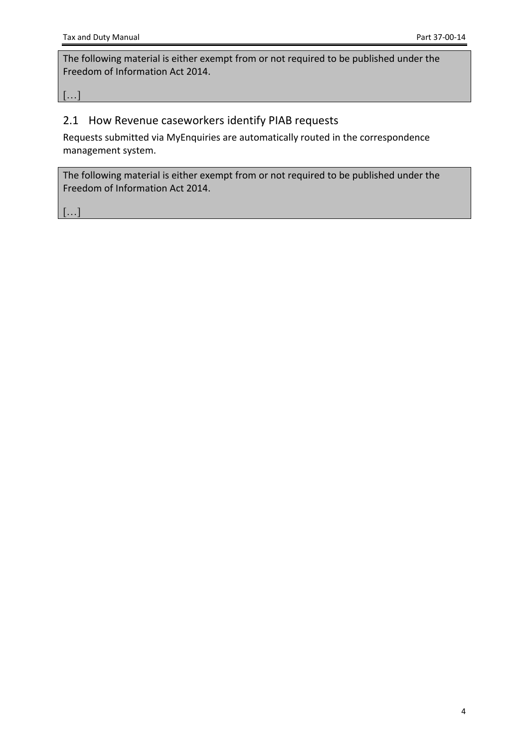The following material is either exempt from or not required to be published under the Freedom of Information Act 2014.

[…]

## 2.1 How Revenue caseworkers identify PIAB requests

Requests submitted via MyEnquiries are automatically routed in the correspondence management system.

The following material is either exempt from or not required to be published under the Freedom of Information Act 2014.

[…]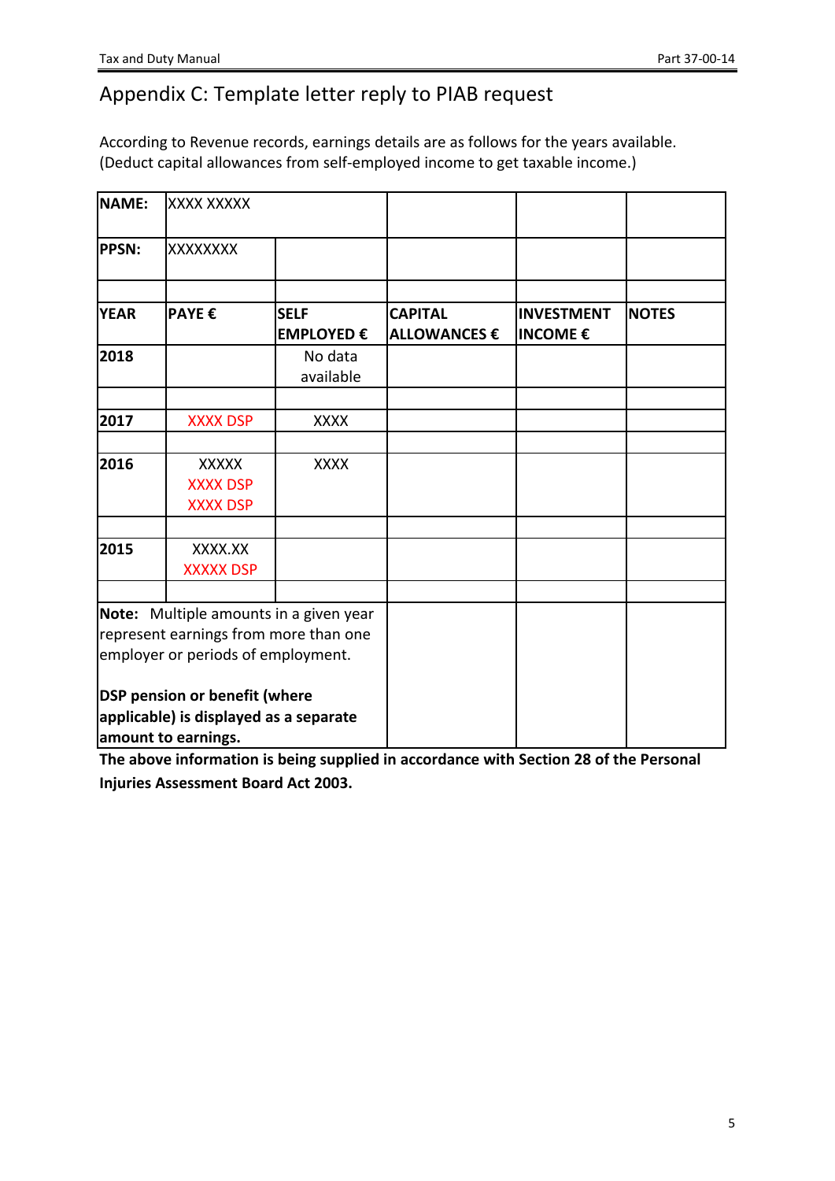## Appendix C: Template letter reply to PIAB request

According to Revenue records, earnings details are as follows for the years available. (Deduct capital allowances from self-employed income to get taxable income.)

| | | | | | |
|---|---|---|---|---|---|
| **NAME:** | XXXX XXXXX | | | | |
| **PPSN:** | XXXXXXXX | | | | |
| | | | | | |
| **YEAR** | **PAYE €** | **SELF EMPLOYED €** | **CAPITAL ALLOWANCES €** | **INVESTMENT INCOME €** | **NOTES** |
| **2018** | | No data available | | | |
| | | | | | |
| **2017** | XXXX DSP | XXXX | | | |
| | | | | | |
| **2016** | XXXXX<br>XXXX DSP<br>XXXX DSP | XXXX | | | |
| | | | | | |
| **2015** | XXXX.XX<br>XXXXX DSP | | | | |
| | | | | | |
| **Note:** Multiple amounts in a given year represent earnings from more than one employer or periods of employment.<br><br>**DSP pension or benefit (where applicable) is displayed as a separate amount to earnings.** | | | | | |

**The above information is being supplied in accordance with Section 28 of the Personal Injuries Assessment Board Act 2003.**